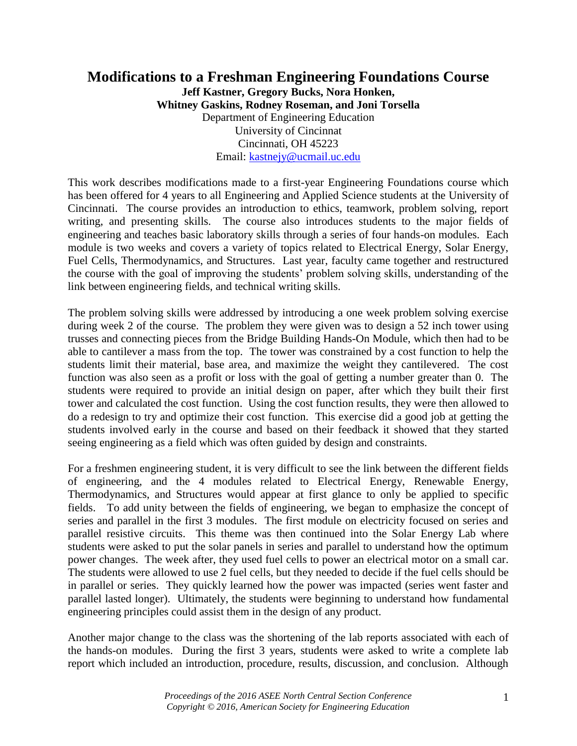# Modifications to a Freshman Engineering Foundations Course

**Jeff Kastner, Gregory Bucks, Nora Honken,**
**Whitney Gaskins, Rodney Roseman, and Joni Torsella**

Department of Engineering Education
University of Cincinnat
Cincinnati, OH 45223
Email: kastnejy@ucmail.uc.edu

This work describes modifications made to a first-year Engineering Foundations course which has been offered for 4 years to all Engineering and Applied Science students at the University of Cincinnati. The course provides an introduction to ethics, teamwork, problem solving, report writing, and presenting skills. The course also introduces students to the major fields of engineering and teaches basic laboratory skills through a series of four hands-on modules. Each module is two weeks and covers a variety of topics related to Electrical Energy, Solar Energy, Fuel Cells, Thermodynamics, and Structures. Last year, faculty came together and restructured the course with the goal of improving the students' problem solving skills, understanding of the link between engineering fields, and technical writing skills.

The problem solving skills were addressed by introducing a one week problem solving exercise during week 2 of the course. The problem they were given was to design a 52 inch tower using trusses and connecting pieces from the Bridge Building Hands-On Module, which then had to be able to cantilever a mass from the top. The tower was constrained by a cost function to help the students limit their material, base area, and maximize the weight they cantilevered. The cost function was also seen as a profit or loss with the goal of getting a number greater than 0. The students were required to provide an initial design on paper, after which they built their first tower and calculated the cost function. Using the cost function results, they were then allowed to do a redesign to try and optimize their cost function. This exercise did a good job at getting the students involved early in the course and based on their feedback it showed that they started seeing engineering as a field which was often guided by design and constraints.

For a freshmen engineering student, it is very difficult to see the link between the different fields of engineering, and the 4 modules related to Electrical Energy, Renewable Energy, Thermodynamics, and Structures would appear at first glance to only be applied to specific fields. To add unity between the fields of engineering, we began to emphasize the concept of series and parallel in the first 3 modules. The first module on electricity focused on series and parallel resistive circuits. This theme was then continued into the Solar Energy Lab where students were asked to put the solar panels in series and parallel to understand how the optimum power changes. The week after, they used fuel cells to power an electrical motor on a small car. The students were allowed to use 2 fuel cells, but they needed to decide if the fuel cells should be in parallel or series. They quickly learned how the power was impacted (series went faster and parallel lasted longer). Ultimately, the students were beginning to understand how fundamental engineering principles could assist them in the design of any product.

Another major change to the class was the shortening of the lab reports associated with each of the hands-on modules. During the first 3 years, students were asked to write a complete lab report which included an introduction, procedure, results, discussion, and conclusion. Although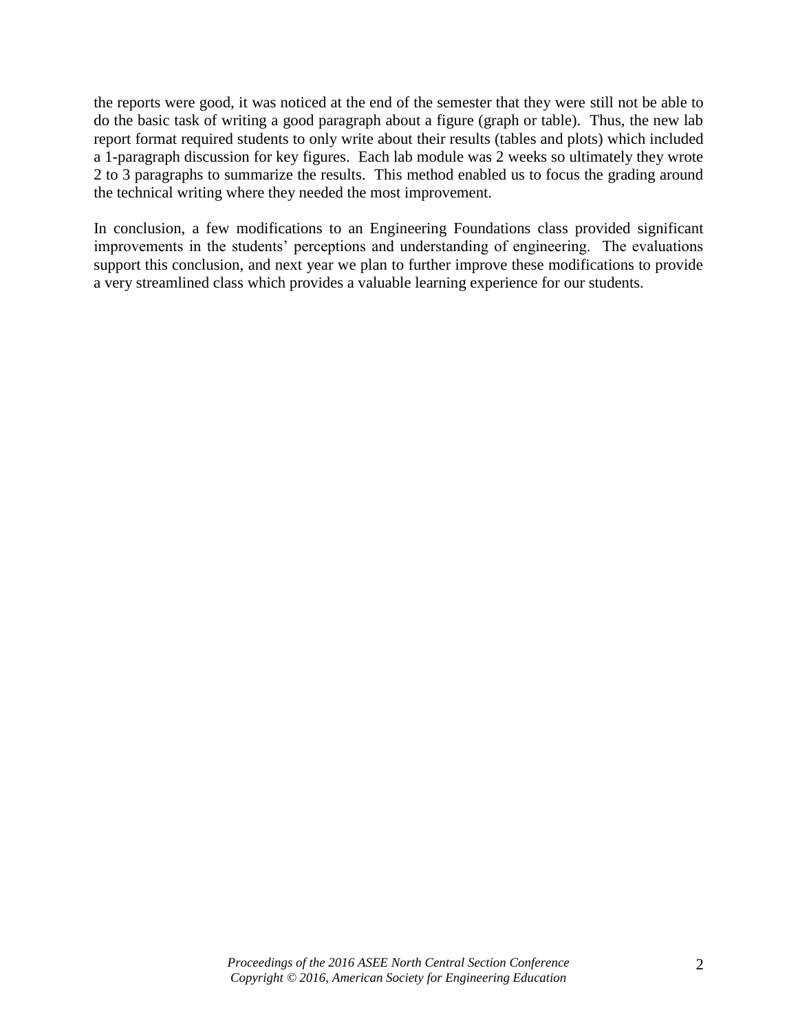the reports were good, it was noticed at the end of the semester that they were still not be able to do the basic task of writing a good paragraph about a figure (graph or table). Thus, the new lab report format required students to only write about their results (tables and plots) which included a 1-paragraph discussion for key figures. Each lab module was 2 weeks so ultimately they wrote 2 to 3 paragraphs to summarize the results. This method enabled us to focus the grading around the technical writing where they needed the most improvement.

In conclusion, a few modifications to an Engineering Foundations class provided significant improvements in the students' perceptions and understanding of engineering. The evaluations support this conclusion, and next year we plan to further improve these modifications to provide a very streamlined class which provides a valuable learning experience for our students.